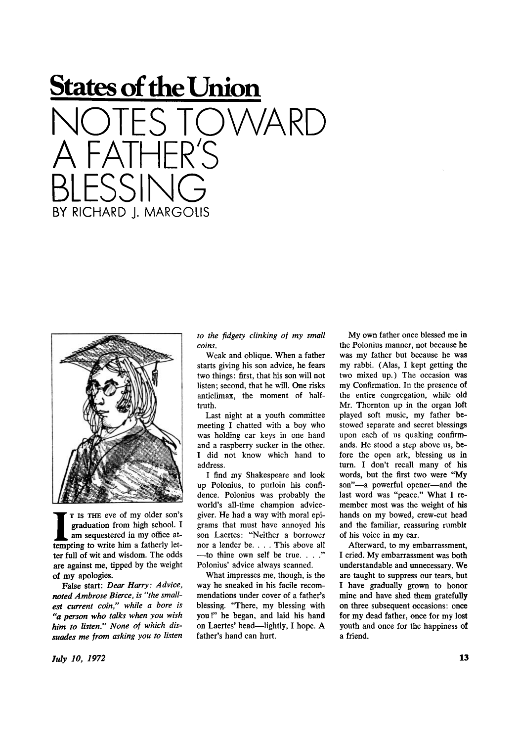# States of the Union

# NOTES TOWARD A FATHER'S BLESSING

BY RICHARD J. MARGOLIS

It is the eve of my older son's graduation from high school. I am sequestered in my office attempting to write him a fatherly letter full of wit and wisdom. The odds are against me, tipped by the weight of my apologies.

False start: *Dear Harry: Advice, noted Ambrose Bierce, is "the smallest current coin," while a bore is "a person who talks when you wish him to listen." None of which dissuades me from asking you to listen to the fidgety clinking of my small coins.*

Weak and oblique. When a father starts giving his son advice, he fears two things: first, that his son will not listen; second, that he will. One risks anticlimax, the moment of half-truth.

Last night at a youth committee meeting I chatted with a boy who was holding car keys in one hand and a raspberry sucker in the other. I did not know which hand to address.

I find my Shakespeare and look up Polonius, to purloin his confidence. Polonius was probably the world's all-time champion advice-giver. He had a way with moral epigrams that must have annoyed his son Laertes: "Neither a borrower nor a lender be. . . . This above all —to thine own self be true. . . ." Polonius' advice always scanned.

What impresses me, though, is the way he sneaked in his facile recommendations under cover of a father's blessing. "There, my blessing with you!" he began, and laid his hand on Laertes' head—lightly, I hope. A father's hand can hurt.

My own father once blessed me in the Polonius manner, not because he was my father but because he was my rabbi. (Alas, I kept getting the two mixed up.) The occasion was my Confirmation. In the presence of the entire congregation, while old Mr. Thornton up in the organ loft played soft music, my father bestowed separate and secret blessings upon each of us quaking confirmands. He stood a step above us, before the open ark, blessing us in turn. I don't recall many of his words, but the first two were "My son"—a powerful opener—and the last word was "peace." What I remember most was the weight of his hands on my bowed, crew-cut head and the familiar, reassuring rumble of his voice in my ear.

Afterward, to my embarrassment, I cried. My embarrassment was both understandable and unnecessary. We are taught to suppress our tears, but I have gradually grown to honor mine and have shed them gratefully on three subsequent occasions: once for my dead father, once for my lost youth and once for the happiness of a friend.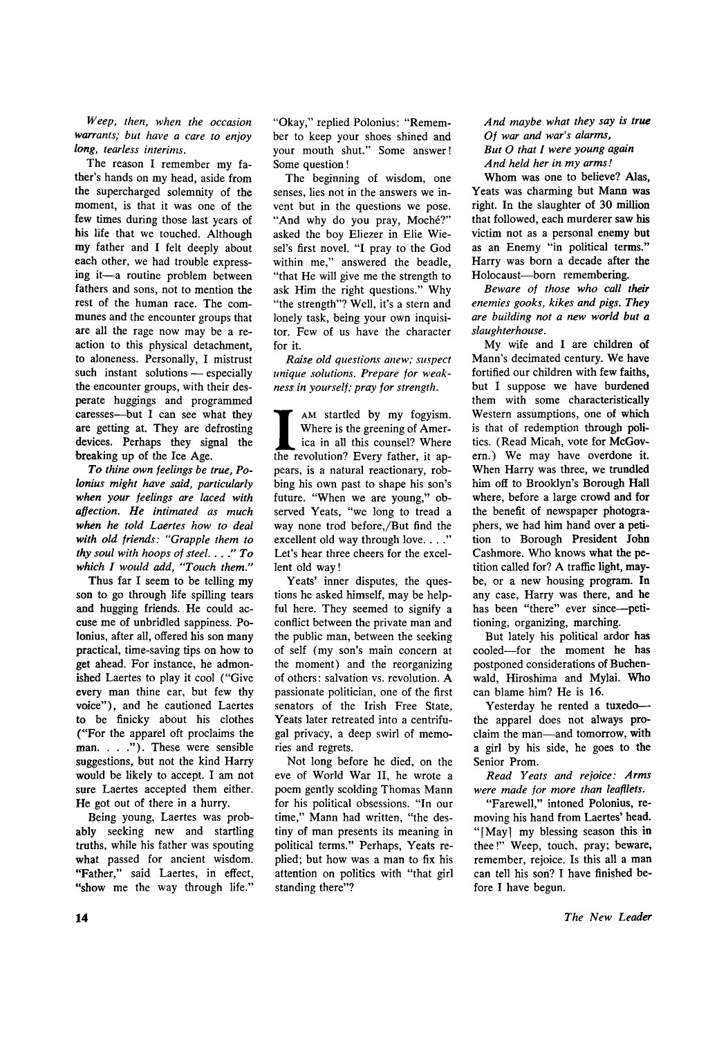*Weep, then, when the occasion warrants; but have a care to enjoy long, tearless interims.*

The reason I remember my father's hands on my head, aside from the supercharged solemnity of the moment, is that it was one of the few times during those last years of his life that we touched. Although my father and I felt deeply about each other, we had trouble expressing it—a routine problem between fathers and sons, not to mention the rest of the human race. The communes and the encounter groups that are all the rage now may be a reaction to this physical detachment, to aloneness. Personally, I mistrust such instant solutions — especially the encounter groups, with their desperate huggings and programmed caresses—but I can see what they are getting at. They are defrosting devices. Perhaps they signal the breaking up of the Ice Age.

*To thine own feelings be true, Polonius might have said, particularly when your feelings are laced with affection. He intimated as much when he told Laertes how to deal with old friends: "Grapple them to thy soul with hoops of steel. . . ." To which I would add, "Touch them."*

Thus far I seem to be telling my son to go through life spilling tears and hugging friends. He could accuse me of unbridled sappiness. Polonius, after all, offered his son many practical, time-saving tips on how to get ahead. For instance, he admonished Laertes to play it cool ("Give every man thine ear, but few thy voice"), and he cautioned Laertes to be finicky about his clothes ("For the apparel oft proclaims the man. . . ."). These were sensible suggestions, but not the kind Harry would be likely to accept. I am not sure Laertes accepted them either. He got out of there in a hurry.

Being young, Laertes was probably seeking new and startling truths, while his father was spouting what passed for ancient wisdom. "Father," said Laertes, in effect, "show me the way through life." "Okay," replied Polonius: "Remember to keep your shoes shined and your mouth shut." Some answer! Some question!

The beginning of wisdom, one senses, lies not in the answers we invent but in the questions we pose. "And why do you pray, Moché?" asked the boy Eliezer in Elie Wiesel's first novel. "I pray to the God within me," answered the beadle, "that He will give me the strength to ask Him the right questions." Why "the strength"? Well, it's a stern and lonely task, being your own inquisitor. Few of us have the character for it.

*Raise old questions anew; suspect unique solutions. Prepare for weakness in yourself; pray for strength.*

I AM startled by my fogyism. Where is the greening of America in all this counsel? Where the revolution? Every father, it appears, is a natural reactionary, robbing his own past to shape his son's future. "When we are young," observed Yeats, "we long to tread a way none trod before,/But find the excellent old way through love. . . ." Let's hear three cheers for the excellent old way!

Yeats' inner disputes, the questions he asked himself, may be helpful here. They seemed to signify a conflict between the private man and the public man, between the seeking of self (my son's main concern at the moment) and the reorganizing of others: salvation vs. revolution. A passionate politician, one of the first senators of the Irish Free State, Yeats later retreated into a centrifugal privacy, a deep swirl of memories and regrets.

Not long before he died, on the eve of World War II, he wrote a poem gently scolding Thomas Mann for his political obsessions. "In our time," Mann had written, "the destiny of man presents its meaning in political terms." Perhaps, Yeats replied; but how was a man to fix his attention on politics with "that girl standing there"?

*And maybe what they say is true*
*Of war and war's alarms,*
*But O that I were young again*
*And held her in my arms!*

Whom was one to believe? Alas, Yeats was charming but Mann was right. In the slaughter of 30 million that followed, each murderer saw his victim not as a personal enemy but as an Enemy "in political terms." Harry was born a decade after the Holocaust—born remembering.

*Beware of those who call their enemies gooks, kikes and pigs. They are building not a new world but a slaughterhouse.*

My wife and I are children of Mann's decimated century. We have fortified our children with few faiths, but I suppose we have burdened them with some characteristically Western assumptions, one of which is that of redemption through politics. (Read Micah, vote for McGovern.) We may have overdone it. When Harry was three, we trundled him off to Brooklyn's Borough Hall where, before a large crowd and for the benefit of newspaper photographers, we had him hand over a petition to Borough President John Cashmore. Who knows what the petition called for? A traffic light, maybe, or a new housing program. In any case, Harry was there, and he has been "there" ever since—petitioning, organizing, marching.

But lately his political ardor has cooled—for the moment he has postponed considerations of Buchenwald, Hiroshima and Mylai. Who can blame him? He is 16.

Yesterday he rented a tuxedo—the apparel does not always proclaim the man—and tomorrow, with a girl by his side, he goes to the Senior Prom.

*Read Yeats and rejoice: Arms were made for more than leaflets.*

"Farewell," intoned Polonius, removing his hand from Laertes' head. "[May] my blessing season this in thee!" Weep, touch, pray; beware, remember, rejoice. Is this all a man can tell his son? I have finished before I have begun.